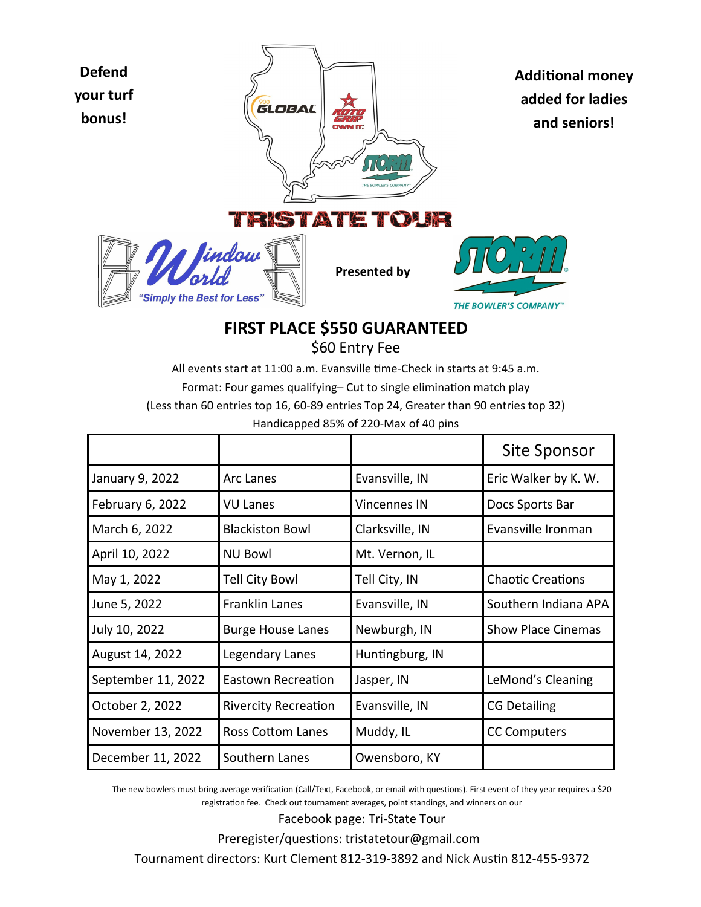**Defend your turf bonus!**

**Additional money added for ladies and seniors!**

# TRISTATE TOUR

Window World "Simply the Best for Less" **Presented by** STORM THE BOWLER'S COMPANY™

## FIRST PLACE $550 GUARANTEED

$60 Entry Fee

All events start at 11:00 a.m. Evansville time-Check in starts at 9:45 a.m.

Format: Four games qualifying– Cut to single elimination match play

(Less than 60 entries top 16, 60-89 entries Top 24, Greater than 90 entries top 32)

Handicapped 85% of 220-Max of 40 pins

| | | | Site Sponsor |
|---|---|---|---|
| January 9, 2022 | Arc Lanes | Evansville, IN | Eric Walker by K. W. |
| February 6, 2022 | VU Lanes | Vincennes IN | Docs Sports Bar |
| March 6, 2022 | Blackiston Bowl | Clarksville, IN | Evansville Ironman |
| April 10, 2022 | NU Bowl | Mt. Vernon, IL | |
| May 1, 2022 | Tell City Bowl | Tell City, IN | Chaotic Creations |
| June 5, 2022 | Franklin Lanes | Evansville, IN | Southern Indiana APA |
| July 10, 2022 | Burge House Lanes | Newburgh, IN | Show Place Cinemas |
| August 14, 2022 | Legendary Lanes | Huntingburg, IN | |
| September 11, 2022 | Eastown Recreation | Jasper, IN | LeMond's Cleaning |
| October 2, 2022 | Rivercity Recreation | Evansville, IN | CG Detailing |
| November 13, 2022 | Ross Cottom Lanes | Muddy, IL | CC Computers |
| December 11, 2022 | Southern Lanes | Owensboro, KY | |

The new bowlers must bring average verification (Call/Text, Facebook, or email with questions). First event of they year requires a $20 registration fee. Check out tournament averages, point standings, and winners on our

Facebook page: Tri-State Tour

Preregister/questions: tristatetour@gmail.com

Tournament directors: Kurt Clement 812-319-3892 and Nick Austin 812-455-9372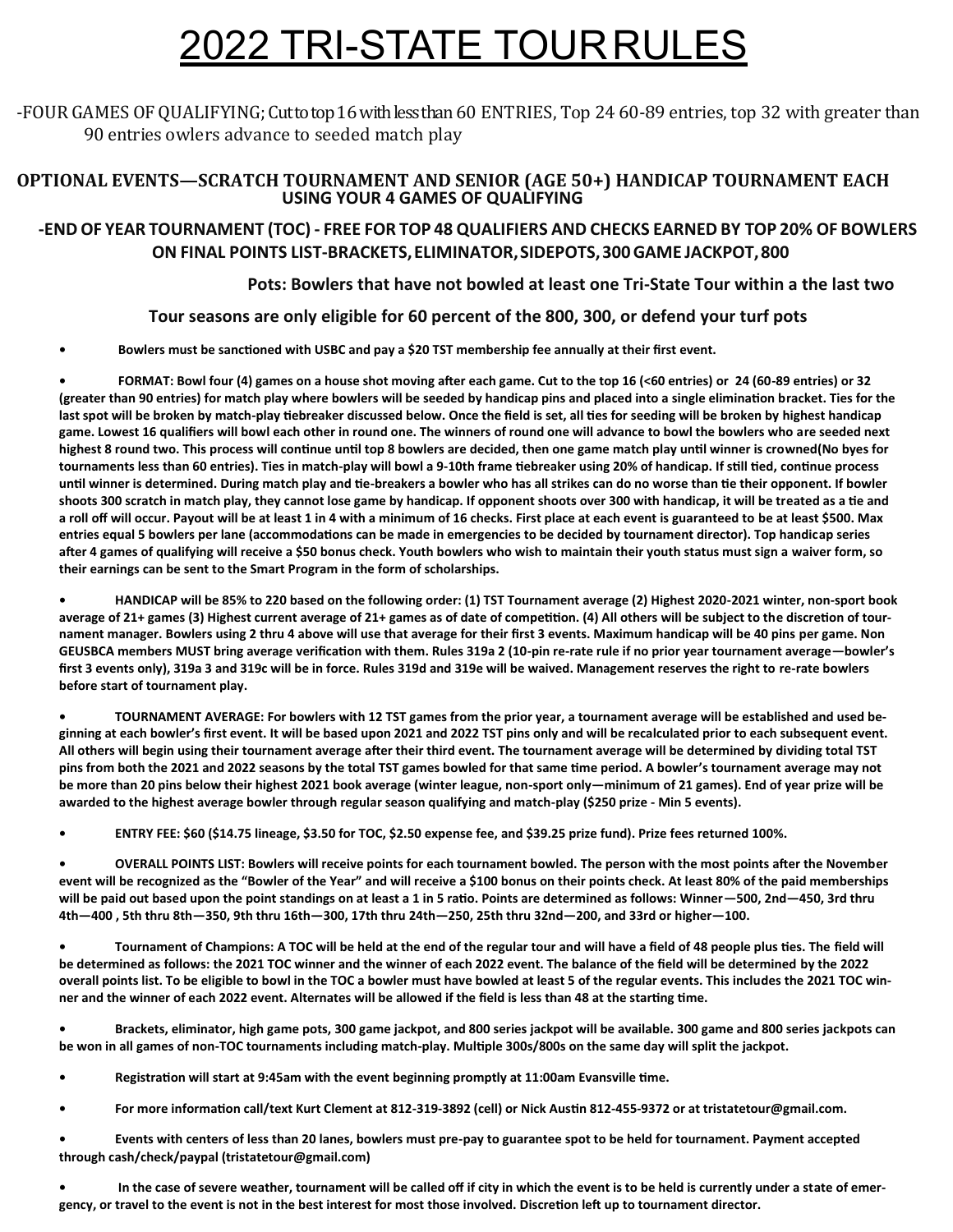# 2022 TRI-STATE TOUR RULES

-FOUR GAMES OF QUALIFYING; Cut to top 16 with less than 60 ENTRIES, Top 24 60-89 entries, top 32 with greater than 90 entries owlers advance to seeded match play

**OPTIONAL EVENTS—SCRATCH TOURNAMENT AND SENIOR (AGE 50+) HANDICAP TOURNAMENT EACH USING YOUR 4 GAMES OF QUALIFYING**

**-END OF YEAR TOURNAMENT (TOC) - FREE FOR TOP 48 QUALIFIERS AND CHECKS EARNED BY TOP 20% OF BOWLERS ON FINAL POINTS LIST-BRACKETS, ELIMINATOR, SIDEPOTS, 300 GAME JACKPOT, 800**

**Pots: Bowlers that have not bowled at least one Tri-State Tour within a the last two Tour seasons are only eligible for 60 percent of the 800, 300, or defend your turf pots**

- **Bowlers must be sanctioned with USBC and pay a $20 TST membership fee annually at their first event.**
- **FORMAT: Bowl four (4) games on a house shot moving after each game. Cut to the top 16 (<60 entries) or 24 (60-89 entries) or 32 (greater than 90 entries) for match play where bowlers will be seeded by handicap pins and placed into a single elimination bracket. Ties for the last spot will be broken by match-play tiebreaker discussed below. Once the field is set, all ties for seeding will be broken by highest handicap game. Lowest 16 qualifiers will bowl each other in round one. The winners of round one will advance to bowl the bowlers who are seeded next highest 8 round two. This process will continue until top 8 bowlers are decided, then one game match play until winner is crowned(No byes for tournaments less than 60 entries). Ties in match-play will bowl a 9-10th frame tiebreaker using 20% of handicap. If still tied, continue process until winner is determined. During match play and tie-breakers a bowler who has all strikes can do no worse than tie their opponent. If bowler shoots 300 scratch in match play, they cannot lose game by handicap. If opponent shoots over 300 with handicap, it will be treated as a tie and a roll off will occur. Payout will be at least 1 in 4 with a minimum of 16 checks. First place at each event is guaranteed to be at least $500. Max entries equal 5 bowlers per lane (accommodations can be made in emergencies to be decided by tournament director). Top handicap series after 4 games of qualifying will receive a $50 bonus check. Youth bowlers who wish to maintain their youth status must sign a waiver form, so their earnings can be sent to the Smart Program in the form of scholarships.**
- **HANDICAP will be 85% to 220 based on the following order: (1) TST Tournament average (2) Highest 2020-2021 winter, non-sport book average of 21+ games (3) Highest current average of 21+ games as of date of competition. (4) All others will be subject to the discretion of tournament manager. Bowlers using 2 thru 4 above will use that average for their first 3 events. Maximum handicap will be 40 pins per game. Non GEUSBCA members MUST bring average verification with them. Rules 319a 2 (10-pin re-rate rule if no prior year tournament average—bowler's first 3 events only), 319a 3 and 319c will be in force. Rules 319d and 319e will be waived. Management reserves the right to re-rate bowlers before start of tournament play.**
- **TOURNAMENT AVERAGE: For bowlers with 12 TST games from the prior year, a tournament average will be established and used beginning at each bowler's first event. It will be based upon 2021 and 2022 TST pins only and will be recalculated prior to each subsequent event. All others will begin using their tournament average after their third event. The tournament average will be determined by dividing total TST pins from both the 2021 and 2022 seasons by the total TST games bowled for that same time period. A bowler's tournament average may not be more than 20 pins below their highest 2021 book average (winter league, non-sport only—minimum of 21 games). End of year prize will be awarded to the highest average bowler through regular season qualifying and match-play ($250 prize - Min 5 events).**
- **ENTRY FEE: $60 ($14.75 lineage, $3.50 for TOC, $2.50 expense fee, and $39.25 prize fund). Prize fees returned 100%.**
- **OVERALL POINTS LIST: Bowlers will receive points for each tournament bowled. The person with the most points after the November event will be recognized as the "Bowler of the Year" and will receive a $100 bonus on their points check. At least 80% of the paid memberships will be paid out based upon the point standings on at least a 1 in 5 ratio. Points are determined as follows: Winner—500, 2nd—450, 3rd thru 4th—400 , 5th thru 8th—350, 9th thru 16th—300, 17th thru 24th—250, 25th thru 32nd—200, and 33rd or higher—100.**
- **Tournament of Champions: A TOC will be held at the end of the regular tour and will have a field of 48 people plus ties. The field will be determined as follows: the 2021 TOC winner and the winner of each 2022 event. The balance of the field will be determined by the 2022 overall points list. To be eligible to bowl in the TOC a bowler must have bowled at least 5 of the regular events. This includes the 2021 TOC winner and the winner of each 2022 event. Alternates will be allowed if the field is less than 48 at the starting time.**
- **Brackets, eliminator, high game pots, 300 game jackpot, and 800 series jackpot will be available. 300 game and 800 series jackpots can be won in all games of non-TOC tournaments including match-play. Multiple 300s/800s on the same day will split the jackpot.**
- **Registration will start at 9:45am with the event beginning promptly at 11:00am Evansville time.**
- **For more information call/text Kurt Clement at 812-319-3892 (cell) or Nick Austin 812-455-9372 or at tristatetour@gmail.com.**
- **Events with centers of less than 20 lanes, bowlers must pre-pay to guarantee spot to be held for tournament. Payment accepted through cash/check/paypal (tristatetour@gmail.com)**
- **In the case of severe weather, tournament will be called off if city in which the event is to be held is currently under a state of emergency, or travel to the event is not in the best interest for most those involved. Discretion left up to tournament director.**